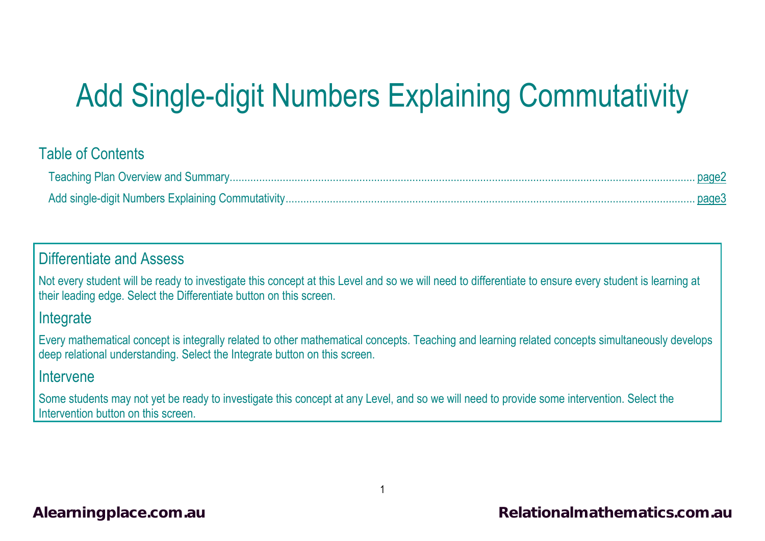# Add Single-digit Numbers Explaining Commutativity

## Table of Contents

Teaching Plan Overview and Summary........................................................................................................................................... page2

Add single-digit Numbers Explaining Commutativity........................................................................................................................... page3

## Differentiate and Assess

Not every student will be ready to investigate this concept at this Level and so we will need to differentiate to ensure every student is learning at their leading edge. Select the Differentiate button on this screen.

## Integrate

Every mathematical concept is integrally related to other mathematical concepts. Teaching and learning related concepts simultaneously develops deep relational understanding. Select the Integrate button on this screen.

## Intervene

Some students may not yet be ready to investigate this concept at any Level, and so we will need to provide some intervention. Select the Intervention button on this screen.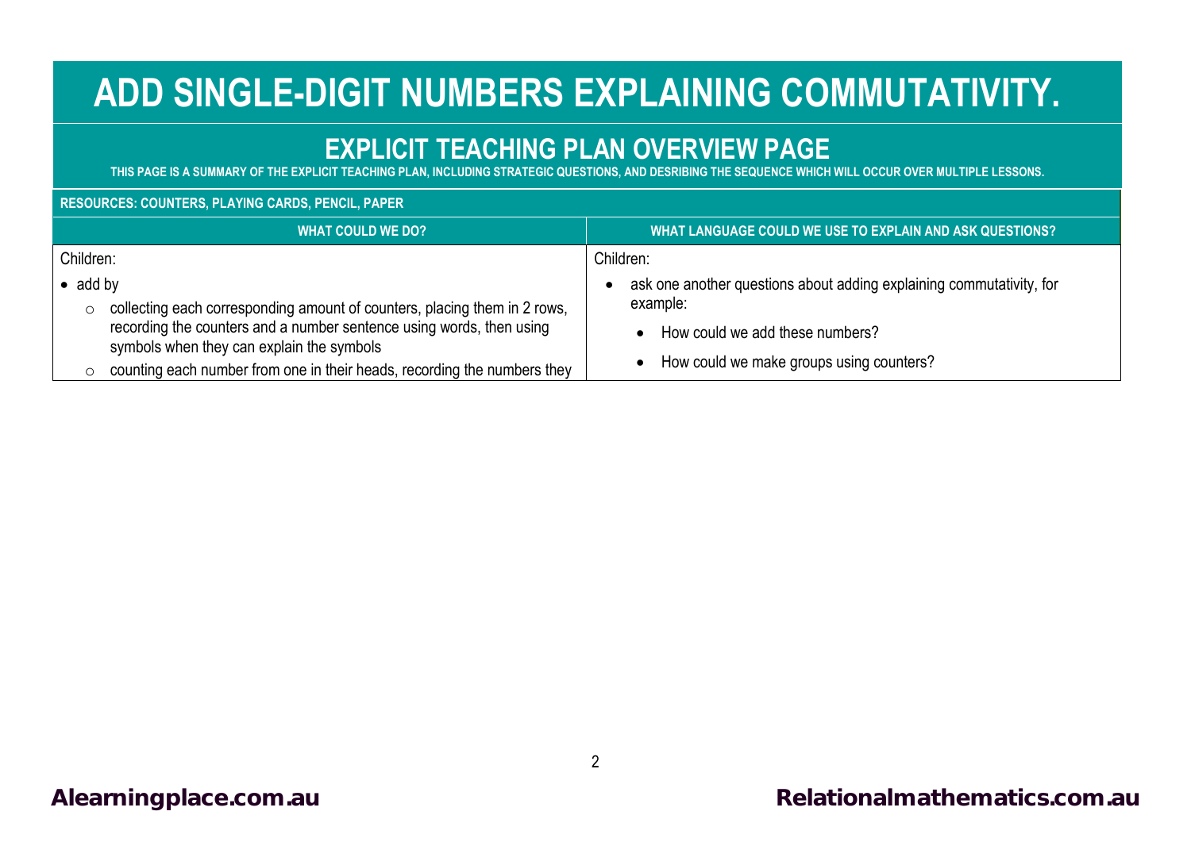# ADD SINGLE-DIGIT NUMBERS EXPLAINING COMMUTATIVITY.

## EXPLICIT TEACHING PLAN OVERVIEW PAGE

THIS PAGE IS A SUMMARY OF THE EXPLICIT TEACHING PLAN, INCLUDING STRATEGIC QUESTIONS, AND DESRIBING THE SEQUENCE WHICH WILL OCCUR OVER MULTIPLE LESSONS.

**RESOURCES: COUNTERS, PLAYING CARDS, PENCIL, PAPER**

| WHAT COULD WE DO? | WHAT LANGUAGE COULD WE USE TO EXPLAIN AND ASK QUESTIONS? |
|---|---|
| Children:<br>• add by<br>&nbsp;&nbsp;○ collecting each corresponding amount of counters, placing them in 2 rows, recording the counters and a number sentence using words, then using symbols when they can explain the symbols<br>&nbsp;&nbsp;○ counting each number from one in their heads, recording the numbers they | Children:<br>• ask one another questions about adding explaining commutativity, for example:<br>&nbsp;&nbsp;• How could we add these numbers?<br>&nbsp;&nbsp;• How could we make groups using counters? |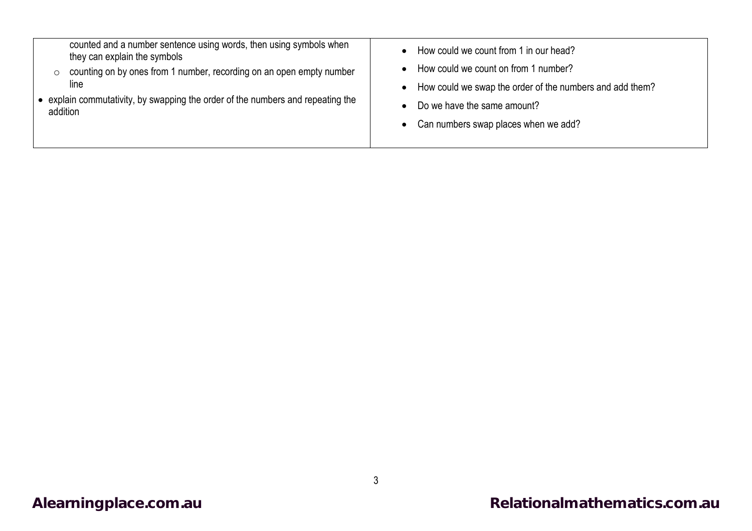| | |
|---|---|
| counted and a number sentence using words, then using symbols when they can explain the symbols<br>○ counting on by ones from 1 number, recording on an open empty number line<br>• explain commutativity, by swapping the order of the numbers and repeating the addition | • How could we count from 1 in our head?<br>• How could we count on from 1 number?<br>• How could we swap the order of the numbers and add them?<br>• Do we have the same amount?<br>• Can numbers swap places when we add? |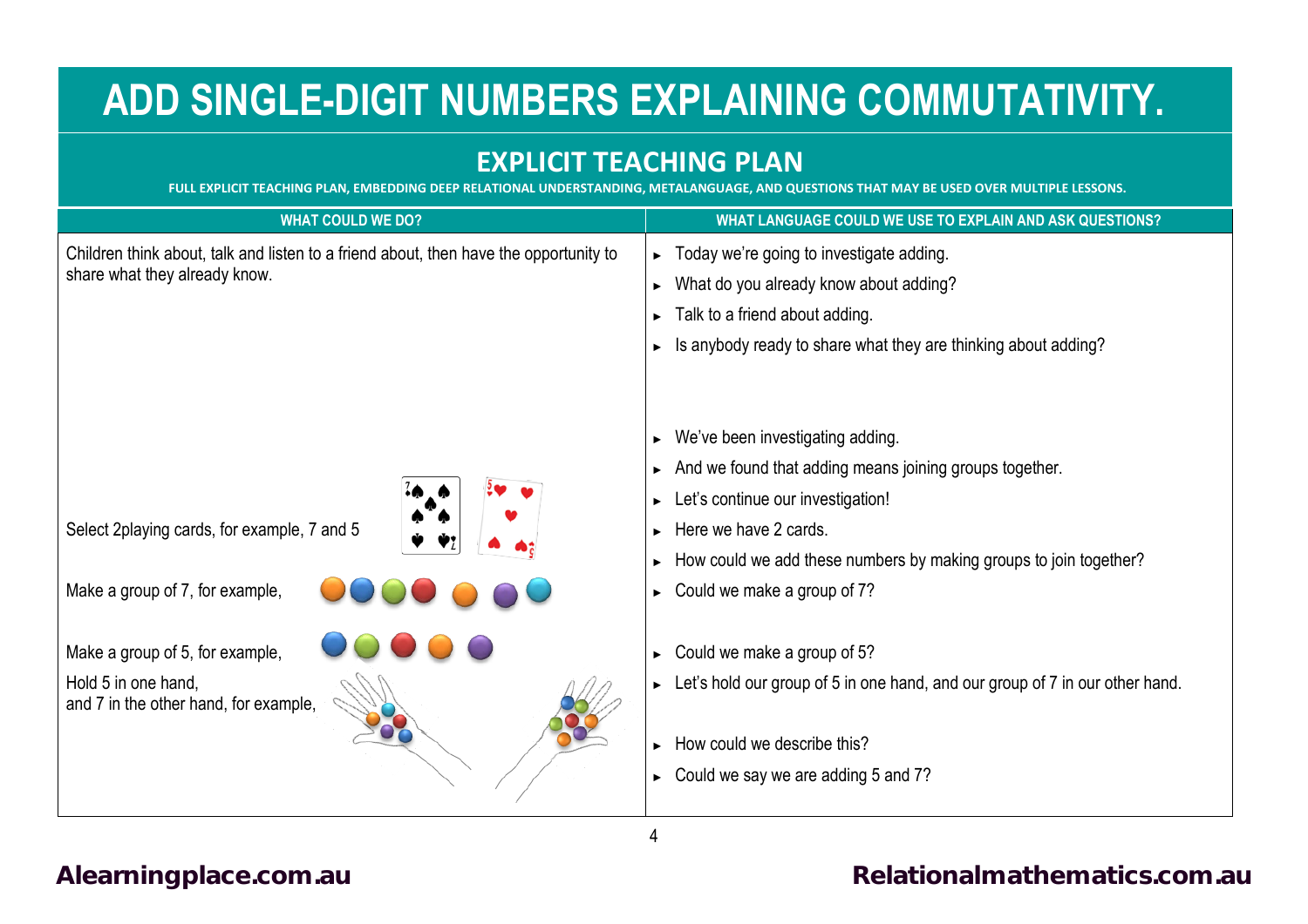# ADD SINGLE-DIGIT NUMBERS EXPLAINING COMMUTATIVITY.

## EXPLICIT TEACHING PLAN

**FULL EXPLICIT TEACHING PLAN, EMBEDDING DEEP RELATIONAL UNDERSTANDING, METALANGUAGE, AND QUESTIONS THAT MAY BE USED OVER MULTIPLE LESSONS.**

| WHAT COULD WE DO? | WHAT LANGUAGE COULD WE USE TO EXPLAIN AND ASK QUESTIONS? |
|---|---|
| Children think about, talk and listen to a friend about, then have the opportunity to share what they already know. | ► Today we're going to investigate adding.<br>► What do you already know about adding?<br>► Talk to a friend about adding.<br>► Is anybody ready to share what they are thinking about adding? |
| | ► We've been investigating adding.<br>► And we found that adding means joining groups together.<br>► Let's continue our investigation! |
| Select 2playing cards, for example, 7 and 5 | ► Here we have 2 cards.<br>► How could we add these numbers by making groups to join together? |
| Make a group of 7, for example, | ► Could we make a group of 7? |
| Make a group of 5, for example, | ► Could we make a group of 5? |
| Hold 5 in one hand,<br>and 7 in the other hand, for example, | ► Let's hold our group of 5 in one hand, and our group of 7 in our other hand.<br>► How could we describe this?<br>► Could we say we are adding 5 and 7? |

Alearningplace.com.au

Relationalmathematics.com.au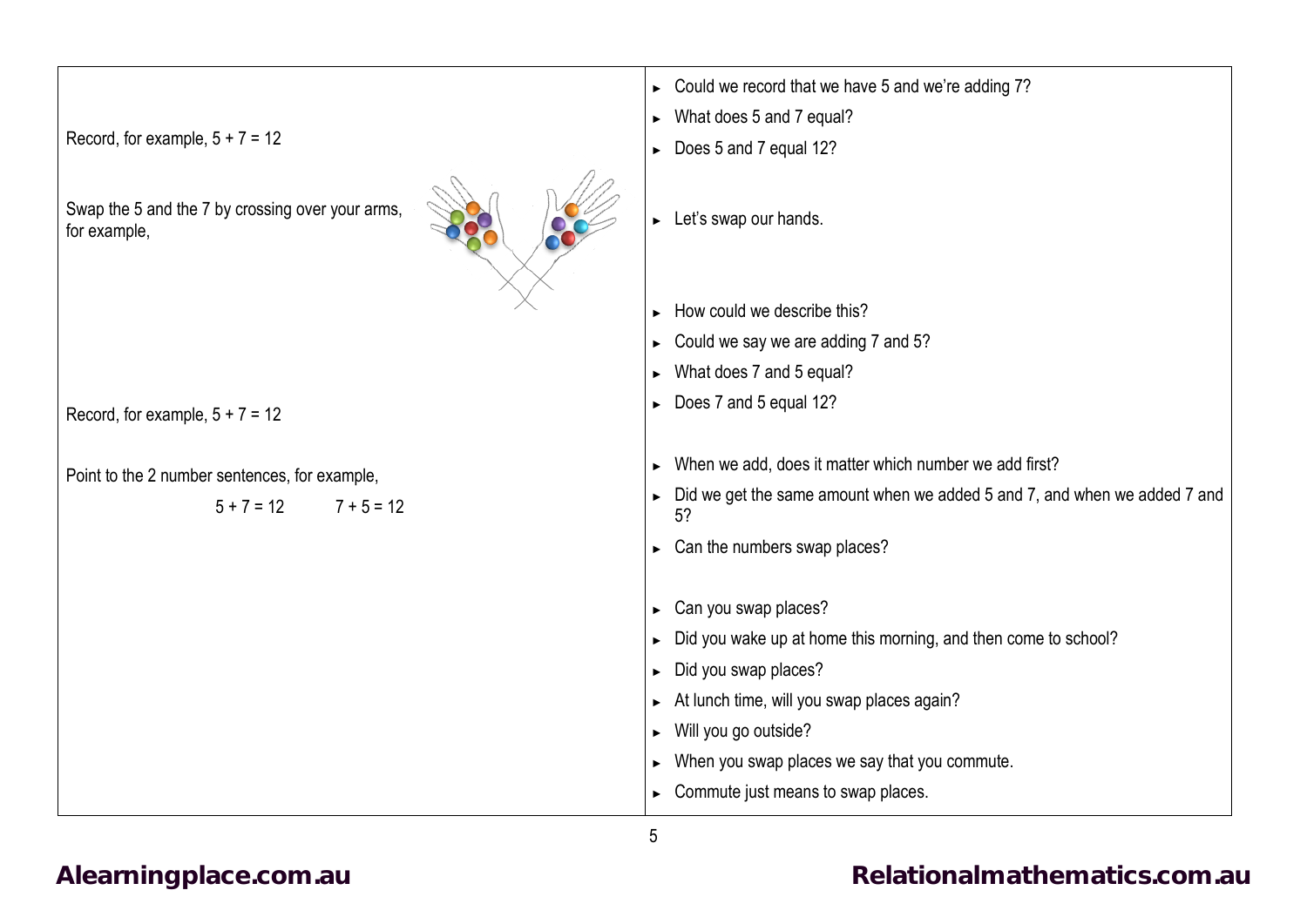| | |
|---|---|
| Record, for example, $5 + 7 = 12$ | ► Could we record that we have 5 and we're adding 7?<br>► What does 5 and 7 equal?<br>► Does 5 and 7 equal 12? |
| Swap the 5 and the 7 by crossing over your arms, for example, | ► Let's swap our hands. |
| | ► How could we describe this?<br>► Could we say we are adding 7 and 5?<br>► What does 7 and 5 equal?<br>► Does 7 and 5 equal 12? |
| Record, for example, $5 + 7 = 12$ | |
| Point to the 2 number sentences, for example,<br>$5 + 7 = 12$ $7 + 5 = 12$ | ► When we add, does it matter which number we add first?<br>► Did we get the same amount when we added 5 and 7, and when we added 7 and 5?<br>► Can the numbers swap places? |
| | ► Can you swap places?<br>► Did you wake up at home this morning, and then come to school?<br>► Did you swap places?<br>► At lunch time, will you swap places again?<br>► Will you go outside?<br>► When you swap places we say that you commute.<br>► Commute just means to swap places. |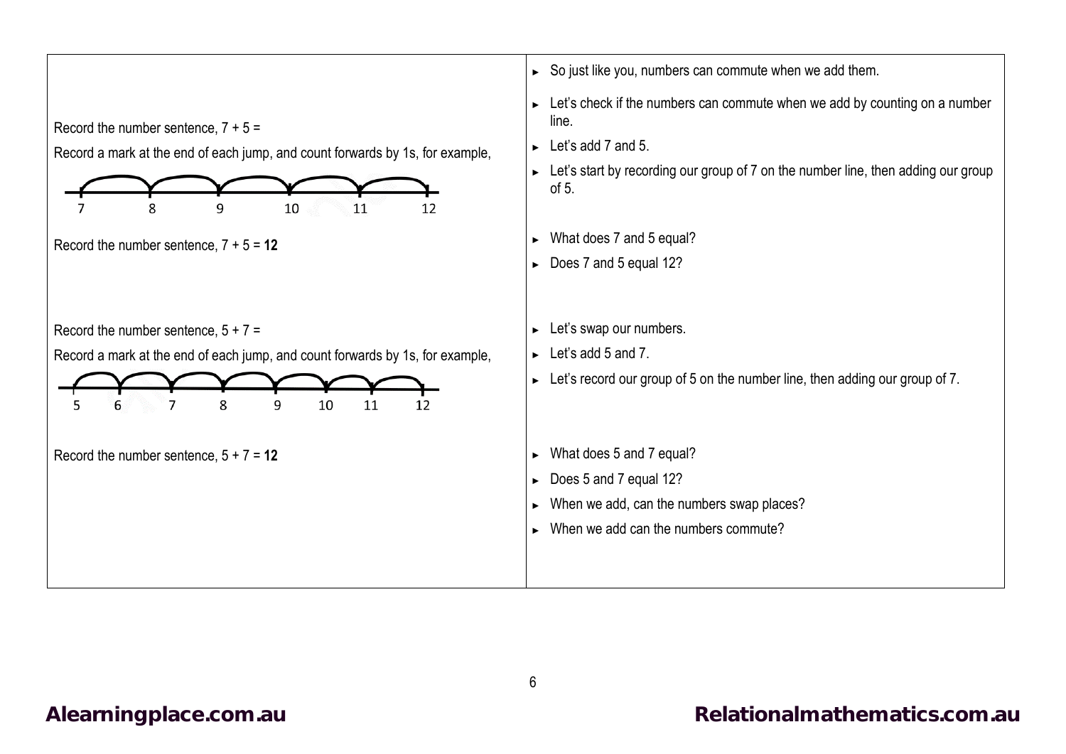| | |
|---|---|
| Record the number sentence, 7 + 5 =<br><br>Record a mark at the end of each jump, and count forwards by 1s, for example,<br><br>7 8 9 10 11 12<br><br>Record the number sentence, 7 + 5 = **12** | ► So just like you, numbers can commute when we add them.<br><br>► Let's check if the numbers can commute when we add by counting on a number line.<br><br>► Let's add 7 and 5.<br><br>► Let's start by recording our group of 7 on the number line, then adding our group of 5.<br><br>► What does 7 and 5 equal?<br><br>► Does 7 and 5 equal 12? |
| Record the number sentence, 5 + 7 =<br><br>Record a mark at the end of each jump, and count forwards by 1s, for example,<br><br>5 6 7 8 9 10 11 12<br><br>Record the number sentence, 5 + 7 = **12** | ► Let's swap our numbers.<br><br>► Let's add 5 and 7.<br><br>► Let's record our group of 5 on the number line, then adding our group of 7.<br><br>► What does 5 and 7 equal?<br><br>► Does 5 and 7 equal 12?<br><br>► When we add, can the numbers swap places?<br><br>► When we add can the numbers commute? |

Alearningplace.com.au

Relationalmathematics.com.au